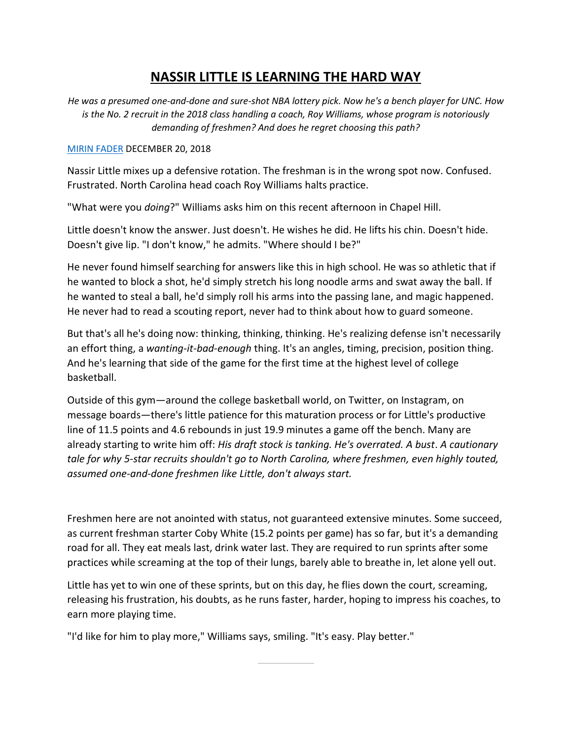# NASSIR LITTLE IS LEARNING THE HARD WAY

*He was a presumed one-and-done and sure-shot NBA lottery pick. Now he's a bench player for UNC. How is the No. 2 recruit in the 2018 class handling a coach, Roy Williams, whose program is notoriously demanding of freshmen? And does he regret choosing this path?*

[MIRIN FADER] DECEMBER 20, 2018

Nassir Little mixes up a defensive rotation. The freshman is in the wrong spot now. Confused. Frustrated. North Carolina head coach Roy Williams halts practice.

"What were you *doing*?" Williams asks him on this recent afternoon in Chapel Hill.

Little doesn't know the answer. Just doesn't. He wishes he did. He lifts his chin. Doesn't hide. Doesn't give lip. "I don't know," he admits. "Where should I be?"

He never found himself searching for answers like this in high school. He was so athletic that if he wanted to block a shot, he'd simply stretch his long noodle arms and swat away the ball. If he wanted to steal a ball, he'd simply roll his arms into the passing lane, and magic happened. He never had to read a scouting report, never had to think about how to guard someone.

But that's all he's doing now: thinking, thinking, thinking. He's realizing defense isn't necessarily an effort thing, a *wanting-it-bad-enough* thing. It's an angles, timing, precision, position thing. And he's learning that side of the game for the first time at the highest level of college basketball.

Outside of this gym—around the college basketball world, on Twitter, on Instagram, on message boards—there's little patience for this maturation process or for Little's productive line of 11.5 points and 4.6 rebounds in just 19.9 minutes a game off the bench. Many are already starting to write him off: *His draft stock is tanking. He's overrated. A bust*. *A cautionary tale for why 5-star recruits shouldn't go to North Carolina, where freshmen, even highly touted, assumed one-and-done freshmen like Little, don't always start.*

Freshmen here are not anointed with status, not guaranteed extensive minutes. Some succeed, as current freshman starter Coby White (15.2 points per game) has so far, but it's a demanding road for all. They eat meals last, drink water last. They are required to run sprints after some practices while screaming at the top of their lungs, barely able to breathe in, let alone yell out.

Little has yet to win one of these sprints, but on this day, he flies down the court, screaming, releasing his frustration, his doubts, as he runs faster, harder, hoping to impress his coaches, to earn more playing time.

"I'd like for him to play more," Williams says, smiling. "It's easy. Play better."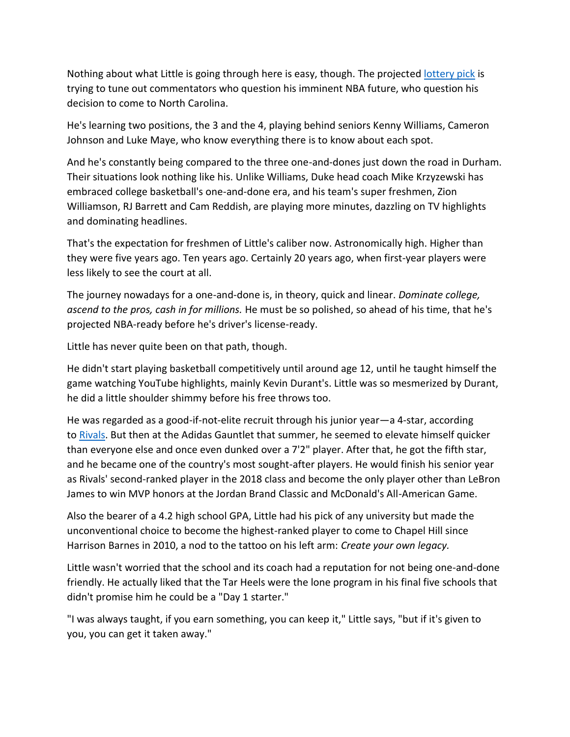Nothing about what Little is going through here is easy, though. The projected [lottery pick](https://www.nbadraft.net/2019mock_draft) is trying to tune out commentators who question his imminent NBA future, who question his decision to come to North Carolina.

He's learning two positions, the 3 and the 4, playing behind seniors Kenny Williams, Cameron Johnson and Luke Maye, who know everything there is to know about each spot.

And he's constantly being compared to the three one-and-dones just down the road in Durham. Their situations look nothing like his. Unlike Williams, Duke head coach Mike Krzyzewski has embraced college basketball's one-and-done era, and his team's super freshmen, Zion Williamson, RJ Barrett and Cam Reddish, are playing more minutes, dazzling on TV highlights and dominating headlines.

That's the expectation for freshmen of Little's caliber now. Astronomically high. Higher than they were five years ago. Ten years ago. Certainly 20 years ago, when first-year players were less likely to see the court at all.

The journey nowadays for a one-and-done is, in theory, quick and linear. *Dominate college, ascend to the pros, cash in for millions.* He must be so polished, so ahead of his time, that he's projected NBA-ready before he's driver's license-ready.

Little has never quite been on that path, though.

He didn't start playing basketball competitively until around age 12, until he taught himself the game watching YouTube highlights, mainly Kevin Durant's. Little was so mesmerized by Durant, he did a little shoulder shimmy before his free throws too.

He was regarded as a good-if-not-elite recruit through his junior year—a 4-star, according to [Rivals](https://n.rivals.com/content/prospects/2018/nassir-little-167837). But then at the Adidas Gauntlet that summer, he seemed to elevate himself quicker than everyone else and once even dunked over a 7'2" player. After that, he got the fifth star, and he became one of the country's most sought-after players. He would finish his senior year as Rivals' second-ranked player in the 2018 class and become the only player other than LeBron James to win MVP honors at the Jordan Brand Classic and McDonald's All-American Game.

Also the bearer of a 4.2 high school GPA, Little had his pick of any university but made the unconventional choice to become the highest-ranked player to come to Chapel Hill since Harrison Barnes in 2010, a nod to the tattoo on his left arm: *Create your own legacy.*

Little wasn't worried that the school and its coach had a reputation for not being one-and-done friendly. He actually liked that the Tar Heels were the lone program in his final five schools that didn't promise him he could be a "Day 1 starter."

"I was always taught, if you earn something, you can keep it," Little says, "but if it's given to you, you can get it taken away."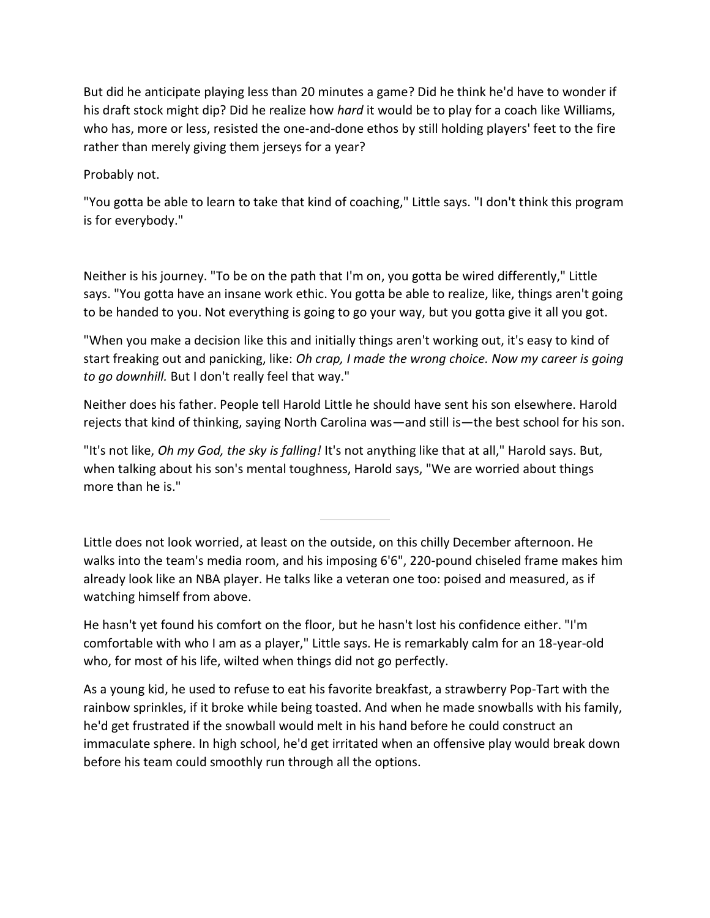But did he anticipate playing less than 20 minutes a game? Did he think he'd have to wonder if his draft stock might dip? Did he realize how *hard* it would be to play for a coach like Williams, who has, more or less, resisted the one-and-done ethos by still holding players' feet to the fire rather than merely giving them jerseys for a year?

Probably not.

"You gotta be able to learn to take that kind of coaching," Little says. "I don't think this program is for everybody."

Neither is his journey. "To be on the path that I'm on, you gotta be wired differently," Little says. "You gotta have an insane work ethic. You gotta be able to realize, like, things aren't going to be handed to you. Not everything is going to go your way, but you gotta give it all you got.

"When you make a decision like this and initially things aren't working out, it's easy to kind of start freaking out and panicking, like: *Oh crap, I made the wrong choice. Now my career is going to go downhill.* But I don't really feel that way."

Neither does his father. People tell Harold Little he should have sent his son elsewhere. Harold rejects that kind of thinking, saying North Carolina was—and still is—the best school for his son.

"It's not like, *Oh my God, the sky is falling!* It's not anything like that at all," Harold says. But, when talking about his son's mental toughness, Harold says, "We are worried about things more than he is."

---

Little does not look worried, at least on the outside, on this chilly December afternoon. He walks into the team's media room, and his imposing 6'6", 220-pound chiseled frame makes him already look like an NBA player. He talks like a veteran one too: poised and measured, as if watching himself from above.

He hasn't yet found his comfort on the floor, but he hasn't lost his confidence either. "I'm comfortable with who I am as a player," Little says. He is remarkably calm for an 18-year-old who, for most of his life, wilted when things did not go perfectly.

As a young kid, he used to refuse to eat his favorite breakfast, a strawberry Pop-Tart with the rainbow sprinkles, if it broke while being toasted. And when he made snowballs with his family, he'd get frustrated if the snowball would melt in his hand before he could construct an immaculate sphere. In high school, he'd get irritated when an offensive play would break down before his team could smoothly run through all the options.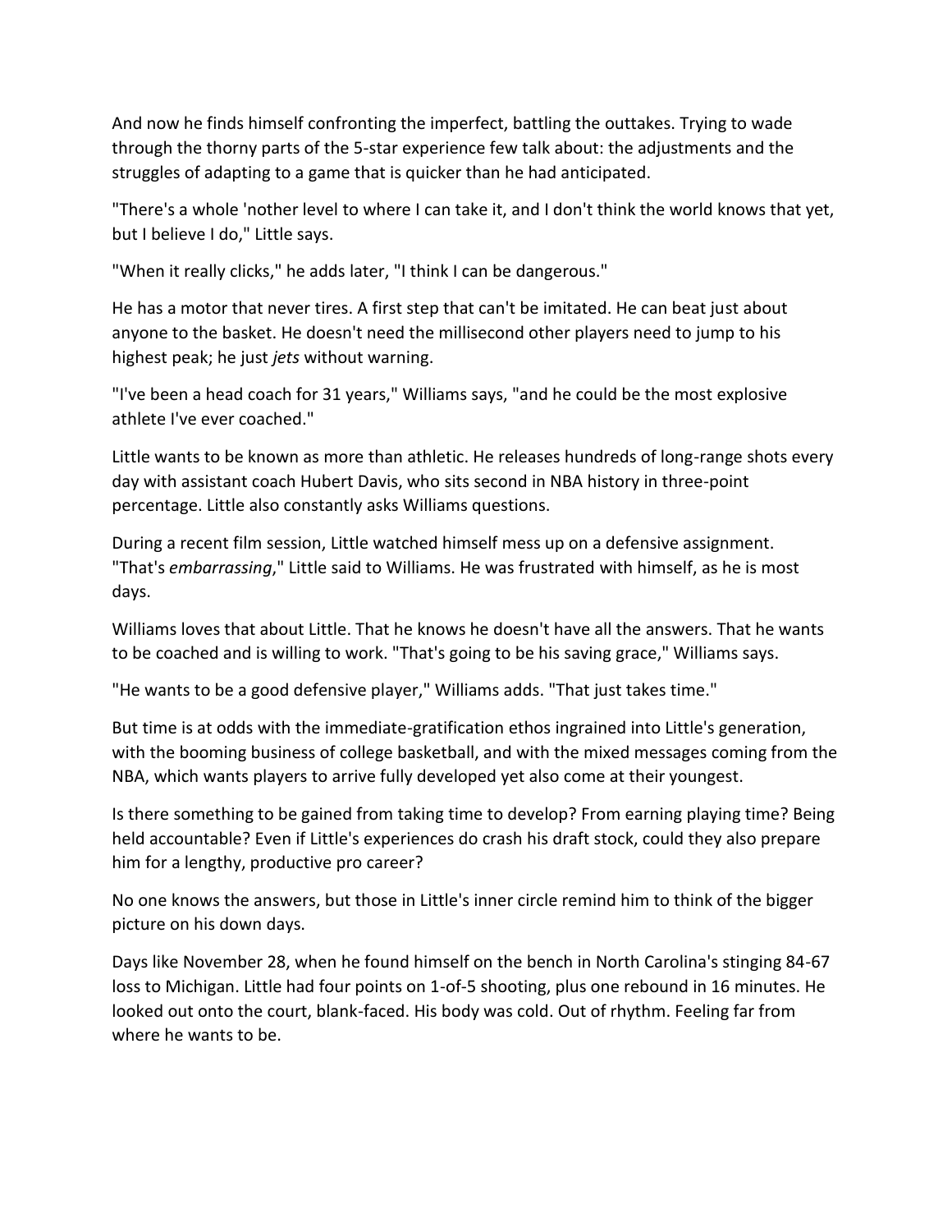And now he finds himself confronting the imperfect, battling the outtakes. Trying to wade through the thorny parts of the 5-star experience few talk about: the adjustments and the struggles of adapting to a game that is quicker than he had anticipated.

"There's a whole 'nother level to where I can take it, and I don't think the world knows that yet, but I believe I do," Little says.

"When it really clicks," he adds later, "I think I can be dangerous."

He has a motor that never tires. A first step that can't be imitated. He can beat just about anyone to the basket. He doesn't need the millisecond other players need to jump to his highest peak; he just *jets* without warning.

"I've been a head coach for 31 years," Williams says, "and he could be the most explosive athlete I've ever coached."

Little wants to be known as more than athletic. He releases hundreds of long-range shots every day with assistant coach Hubert Davis, who sits second in NBA history in three-point percentage. Little also constantly asks Williams questions.

During a recent film session, Little watched himself mess up on a defensive assignment. "That's *embarrassing*," Little said to Williams. He was frustrated with himself, as he is most days.

Williams loves that about Little. That he knows he doesn't have all the answers. That he wants to be coached and is willing to work. "That's going to be his saving grace," Williams says.

"He wants to be a good defensive player," Williams adds. "That just takes time."

But time is at odds with the immediate-gratification ethos ingrained into Little's generation, with the booming business of college basketball, and with the mixed messages coming from the NBA, which wants players to arrive fully developed yet also come at their youngest.

Is there something to be gained from taking time to develop? From earning playing time? Being held accountable? Even if Little's experiences do crash his draft stock, could they also prepare him for a lengthy, productive pro career?

No one knows the answers, but those in Little's inner circle remind him to think of the bigger picture on his down days.

Days like November 28, when he found himself on the bench in North Carolina's stinging 84-67 loss to Michigan. Little had four points on 1-of-5 shooting, plus one rebound in 16 minutes. He looked out onto the court, blank-faced. His body was cold. Out of rhythm. Feeling far from where he wants to be.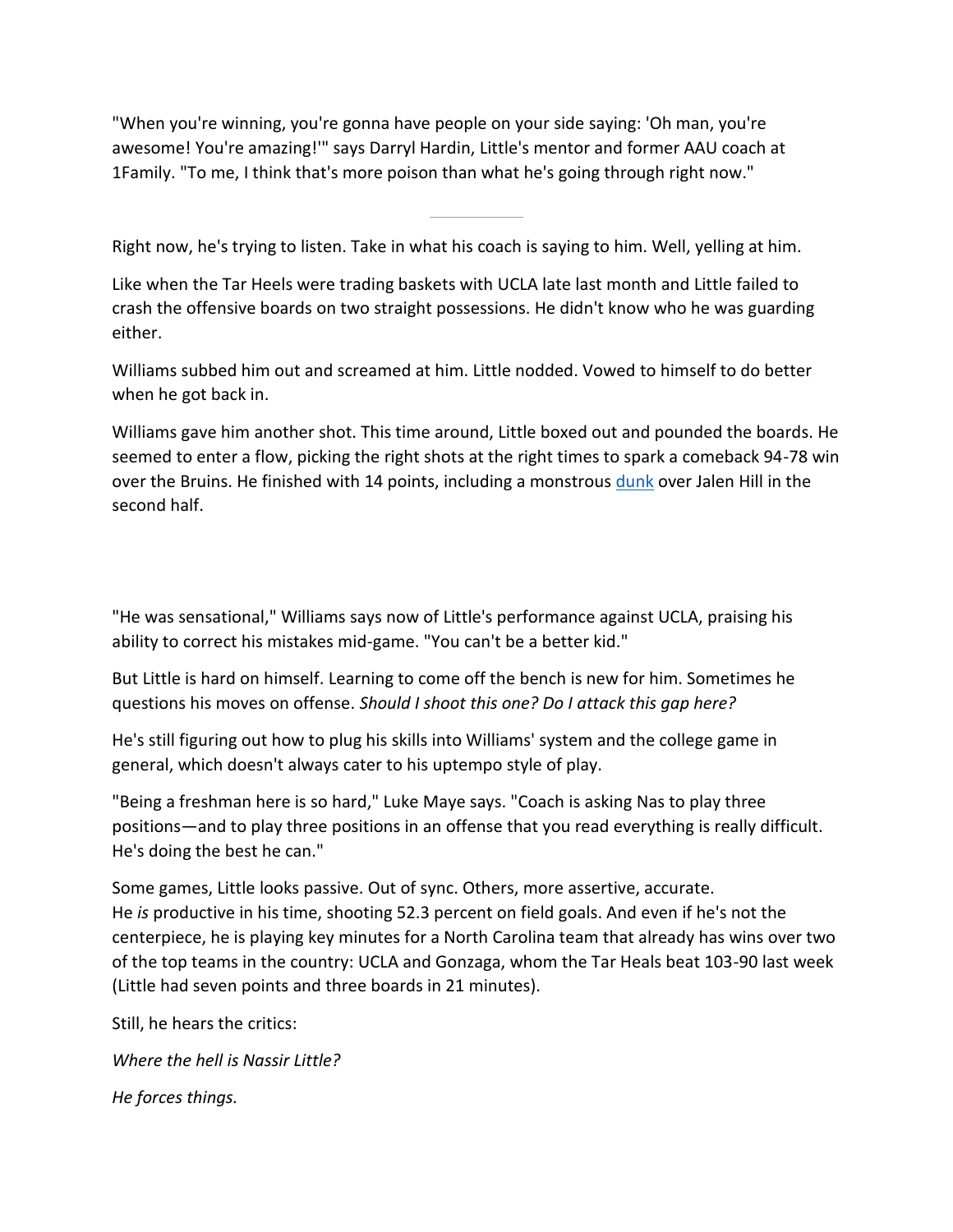"When you're winning, you're gonna have people on your side saying: 'Oh man, you're awesome! You're amazing!'" says Darryl Hardin, Little's mentor and former AAU coach at 1Family. "To me, I think that's more poison than what he's going through right now."

---

Right now, he's trying to listen. Take in what his coach is saying to him. Well, yelling at him.

Like when the Tar Heels were trading baskets with UCLA late last month and Little failed to crash the offensive boards on two straight possessions. He didn't know who he was guarding either.

Williams subbed him out and screamed at him. Little nodded. Vowed to himself to do better when he got back in.

Williams gave him another shot. This time around, Little boxed out and pounded the boards. He seemed to enter a flow, picking the right shots at the right times to spark a comeback 94-78 win over the Bruins. He finished with 14 points, including a monstrous dunk over Jalen Hill in the second half.

"He was sensational," Williams says now of Little's performance against UCLA, praising his ability to correct his mistakes mid-game. "You can't be a better kid."

But Little is hard on himself. Learning to come off the bench is new for him. Sometimes he questions his moves on offense. *Should I shoot this one? Do I attack this gap here?*

He's still figuring out how to plug his skills into Williams' system and the college game in general, which doesn't always cater to his uptempo style of play.

"Being a freshman here is so hard," Luke Maye says. "Coach is asking Nas to play three positions—and to play three positions in an offense that you read everything is really difficult. He's doing the best he can."

Some games, Little looks passive. Out of sync. Others, more assertive, accurate. He *is* productive in his time, shooting 52.3 percent on field goals. And even if he's not the centerpiece, he is playing key minutes for a North Carolina team that already has wins over two of the top teams in the country: UCLA and Gonzaga, whom the Tar Heals beat 103-90 last week (Little had seven points and three boards in 21 minutes).

Still, he hears the critics:

*Where the hell is Nassir Little?*

*He forces things.*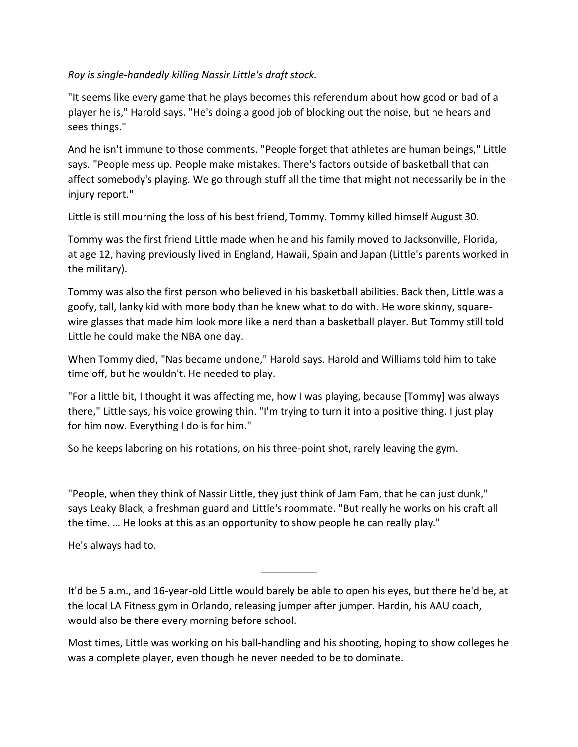*Roy is single-handedly killing Nassir Little's draft stock.*

"It seems like every game that he plays becomes this referendum about how good or bad of a player he is," Harold says. "He's doing a good job of blocking out the noise, but he hears and sees things."

And he isn't immune to those comments. "People forget that athletes are human beings," Little says. "People mess up. People make mistakes. There's factors outside of basketball that can affect somebody's playing. We go through stuff all the time that might not necessarily be in the injury report."

Little is still mourning the loss of his best friend, Tommy. Tommy killed himself August 30.

Tommy was the first friend Little made when he and his family moved to Jacksonville, Florida, at age 12, having previously lived in England, Hawaii, Spain and Japan (Little's parents worked in the military).

Tommy was also the first person who believed in his basketball abilities. Back then, Little was a goofy, tall, lanky kid with more body than he knew what to do with. He wore skinny, square-wire glasses that made him look more like a nerd than a basketball player. But Tommy still told Little he could make the NBA one day.

When Tommy died, "Nas became undone," Harold says. Harold and Williams told him to take time off, but he wouldn't. He needed to play.

"For a little bit, I thought it was affecting me, how I was playing, because [Tommy] was always there," Little says, his voice growing thin. "I'm trying to turn it into a positive thing. I just play for him now. Everything I do is for him."

So he keeps laboring on his rotations, on his three-point shot, rarely leaving the gym.

"People, when they think of Nassir Little, they just think of Jam Fam, that he can just dunk," says Leaky Black, a freshman guard and Little's roommate. "But really he works on his craft all the time. … He looks at this as an opportunity to show people he can really play."

He's always had to.

---

It'd be 5 a.m., and 16-year-old Little would barely be able to open his eyes, but there he'd be, at the local LA Fitness gym in Orlando, releasing jumper after jumper. Hardin, his AAU coach, would also be there every morning before school.

Most times, Little was working on his ball-handling and his shooting, hoping to show colleges he was a complete player, even though he never needed to be to dominate.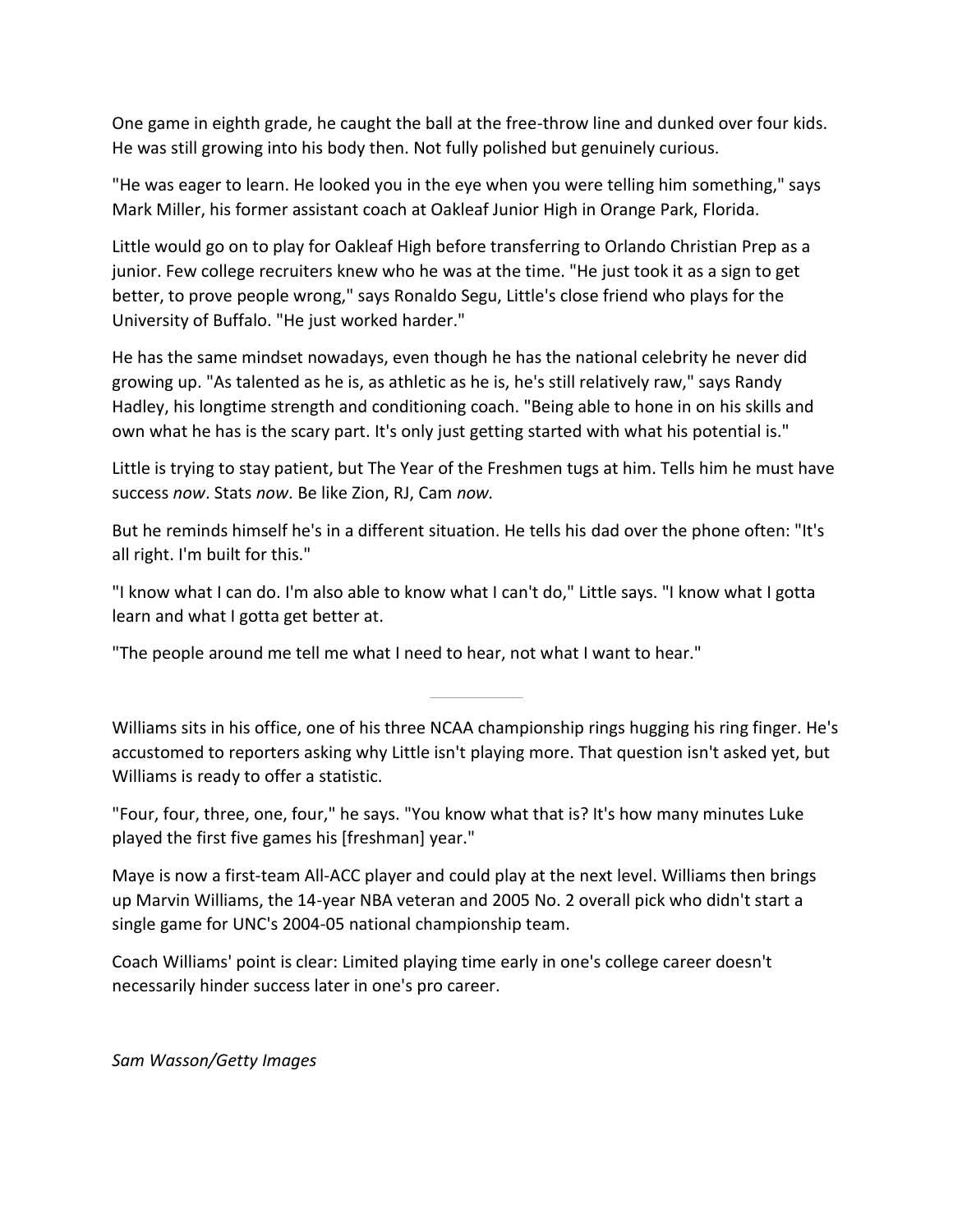One game in eighth grade, he caught the ball at the free-throw line and dunked over four kids. He was still growing into his body then. Not fully polished but genuinely curious.

"He was eager to learn. He looked you in the eye when you were telling him something," says Mark Miller, his former assistant coach at Oakleaf Junior High in Orange Park, Florida.

Little would go on to play for Oakleaf High before transferring to Orlando Christian Prep as a junior. Few college recruiters knew who he was at the time. "He just took it as a sign to get better, to prove people wrong," says Ronaldo Segu, Little's close friend who plays for the University of Buffalo. "He just worked harder."

He has the same mindset nowadays, even though he has the national celebrity he never did growing up. "As talented as he is, as athletic as he is, he's still relatively raw," says Randy Hadley, his longtime strength and conditioning coach. "Being able to hone in on his skills and own what he has is the scary part. It's only just getting started with what his potential is."

Little is trying to stay patient, but The Year of the Freshmen tugs at him. Tells him he must have success *now*. Stats *now*. Be like Zion, RJ, Cam *now.*

But he reminds himself he's in a different situation. He tells his dad over the phone often: "It's all right. I'm built for this."

"I know what I can do. I'm also able to know what I can't do," Little says. "I know what I gotta learn and what I gotta get better at.

"The people around me tell me what I need to hear, not what I want to hear."

---

Williams sits in his office, one of his three NCAA championship rings hugging his ring finger. He's accustomed to reporters asking why Little isn't playing more. That question isn't asked yet, but Williams is ready to offer a statistic.

"Four, four, three, one, four," he says. "You know what that is? It's how many minutes Luke played the first five games his [freshman] year."

Maye is now a first-team All-ACC player and could play at the next level. Williams then brings up Marvin Williams, the 14-year NBA veteran and 2005 No. 2 overall pick who didn't start a single game for UNC's 2004-05 national championship team.

Coach Williams' point is clear: Limited playing time early in one's college career doesn't necessarily hinder success later in one's pro career.

*Sam Wasson/Getty Images*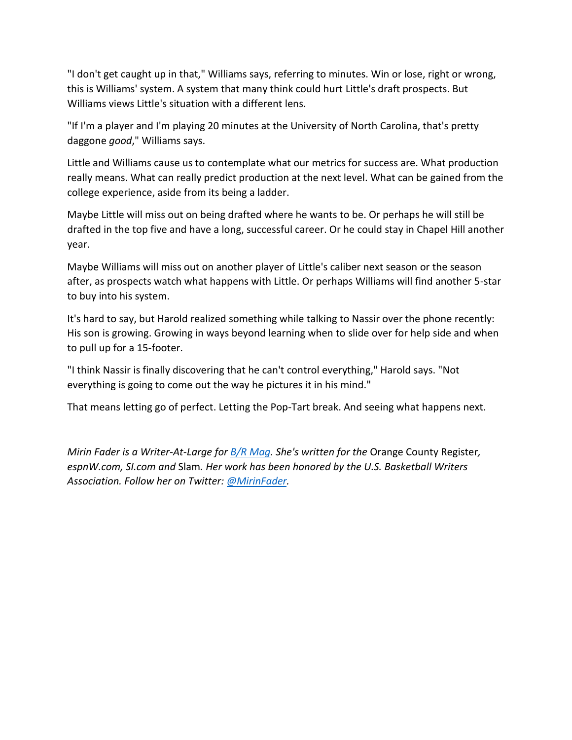"I don't get caught up in that," Williams says, referring to minutes. Win or lose, right or wrong, this is Williams' system. A system that many think could hurt Little's draft prospects. But Williams views Little's situation with a different lens.

"If I'm a player and I'm playing 20 minutes at the University of North Carolina, that's pretty daggone *good*," Williams says.

Little and Williams cause us to contemplate what our metrics for success are. What production really means. What can really predict production at the next level. What can be gained from the college experience, aside from its being a ladder.

Maybe Little will miss out on being drafted where he wants to be. Or perhaps he will still be drafted in the top five and have a long, successful career. Or he could stay in Chapel Hill another year.

Maybe Williams will miss out on another player of Little's caliber next season or the season after, as prospects watch what happens with Little. Or perhaps Williams will find another 5-star to buy into his system.

It's hard to say, but Harold realized something while talking to Nassir over the phone recently: His son is growing. Growing in ways beyond learning when to slide over for help side and when to pull up for a 15-footer.

"I think Nassir is finally discovering that he can't control everything," Harold says. "Not everything is going to come out the way he pictures it in his mind."

That means letting go of perfect. Letting the Pop-Tart break. And seeing what happens next.

*Mirin Fader is a Writer-At-Large for [B/R Mag](). She's written for the* Orange County Register*, espnW.com, SI.com and* Slam*. Her work has been honored by the U.S. Basketball Writers Association. Follow her on Twitter: [@MirinFader]().*